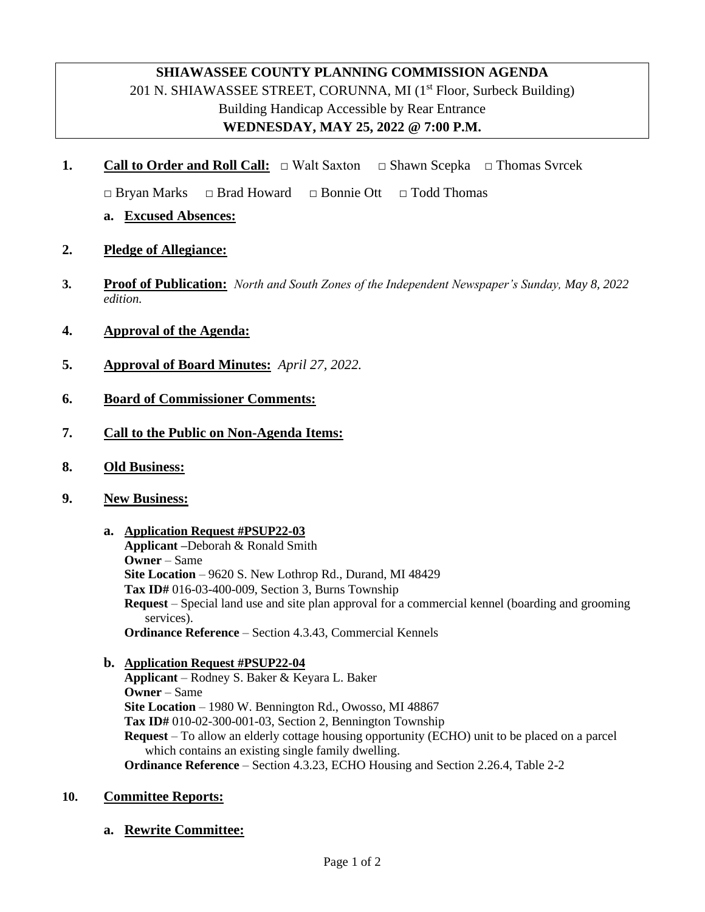**SHIAWASSEE COUNTY PLANNING COMMISSION AGENDA**
201 N. SHIAWASSEE STREET, CORUNNA, MI (1st Floor, Surbeck Building)
Building Handicap Accessible by Rear Entrance
**WEDNESDAY, MAY 25, 2022 @ 7:00 P.M.**

1. **Call to Order and Roll Call:** □ Walt Saxton □ Shawn Scepka □ Thomas Svrcek
   □ Bryan Marks □ Brad Howard □ Bonnie Ott □ Todd Thomas
   a. **Excused Absences:**

2. **Pledge of Allegiance:**

3. **Proof of Publication:** *North and South Zones of the Independent Newspaper's Sunday, May 8, 2022 edition.*

4. **Approval of the Agenda:**

5. **Approval of Board Minutes:** *April 27, 2022.*

6. **Board of Commissioner Comments:**

7. **Call to the Public on Non-Agenda Items:**

8. **Old Business:**

9. **New Business:**

   a. **Application Request #PSUP22-03**
      **Applicant** –Deborah & Ronald Smith
      **Owner** – Same
      **Site Location** – 9620 S. New Lothrop Rd., Durand, MI 48429
      **Tax ID#** 016-03-400-009, Section 3, Burns Township
      **Request** – Special land use and site plan approval for a commercial kennel (boarding and grooming services).
      **Ordinance Reference** – Section 4.3.43, Commercial Kennels

   b. **Application Request #PSUP22-04**
      **Applicant** – Rodney S. Baker & Keyara L. Baker
      **Owner** – Same
      **Site Location** – 1980 W. Bennington Rd., Owosso, MI 48867
      **Tax ID#** 010-02-300-001-03, Section 2, Bennington Township
      **Request** – To allow an elderly cottage housing opportunity (ECHO) unit to be placed on a parcel which contains an existing single family dwelling.
      **Ordinance Reference** – Section 4.3.23, ECHO Housing and Section 2.26.4, Table 2-2

10. **Committee Reports:**

    a. **Rewrite Committee:**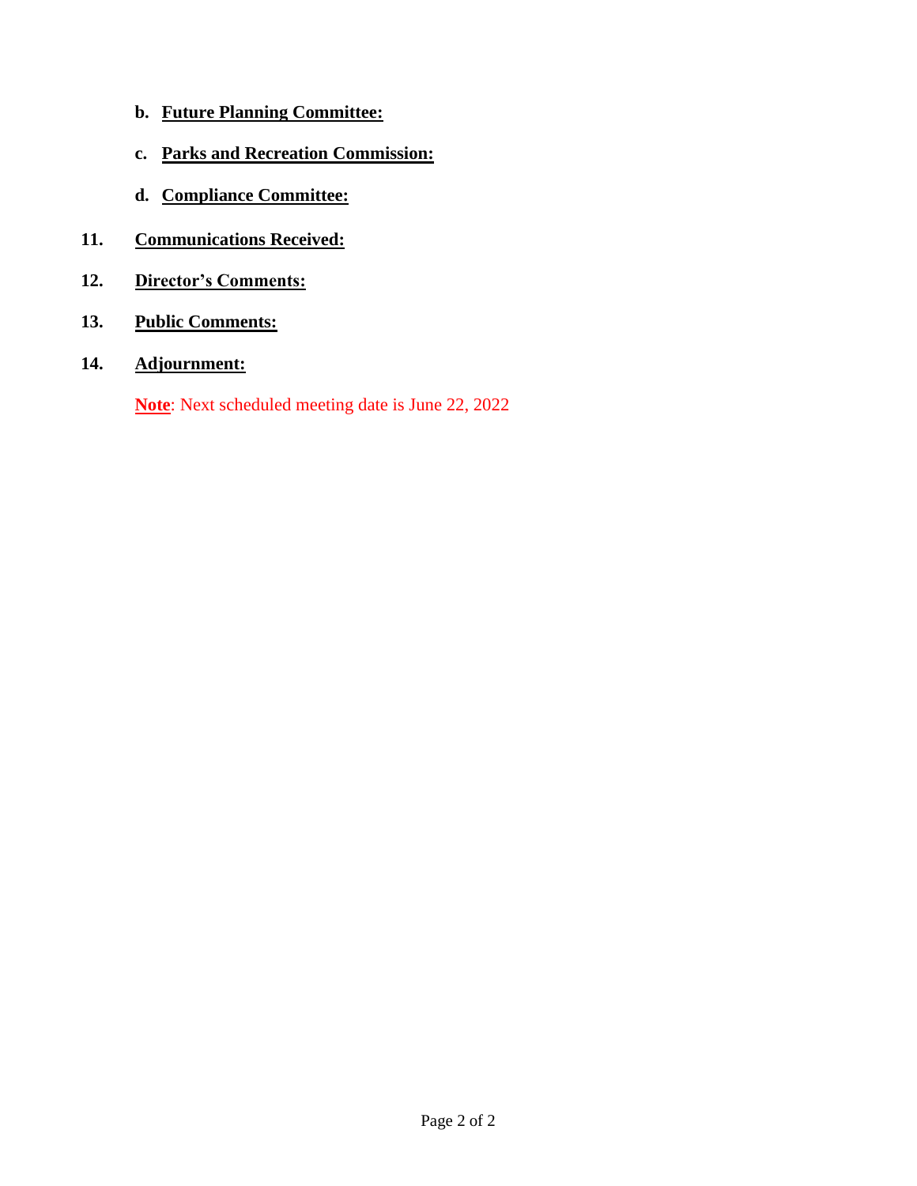b. **Future Planning Committee:**

c. **Parks and Recreation Commission:**

d. **Compliance Committee:**

11. **Communications Received:**

12. **Director's Comments:**

13. **Public Comments:**

14. **Adjournment:**

**Note**: Next scheduled meeting date is June 22, 2022